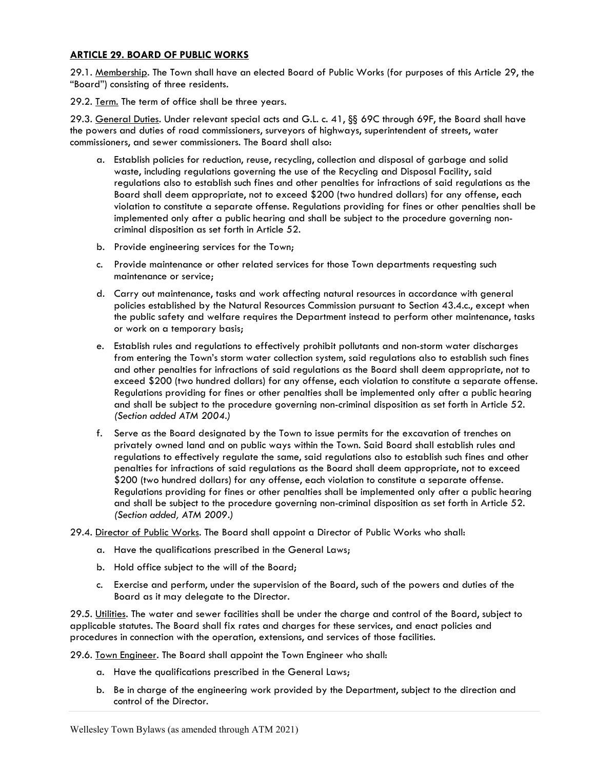## ARTICLE 29. BOARD OF PUBLIC WORKS

29.1. Membership. The Town shall have an elected Board of Public Works (for purposes of this Article 29, the "Board") consisting of three residents.

29.2. Term. The term of office shall be three years.

29.3. General Duties. Under relevant special acts and G.L. c. 41, §§ 69C through 69F, the Board shall have the powers and duties of road commissioners, surveyors of highways, superintendent of streets, water commissioners, and sewer commissioners. The Board shall also:

a. Establish policies for reduction, reuse, recycling, collection and disposal of garbage and solid waste, including regulations governing the use of the Recycling and Disposal Facility, said regulations also to establish such fines and other penalties for infractions of said regulations as the Board shall deem appropriate, not to exceed $200 (two hundred dollars) for any offense, each violation to constitute a separate offense. Regulations providing for fines or other penalties shall be implemented only after a public hearing and shall be subject to the procedure governing non-criminal disposition as set forth in Article 52.

b. Provide engineering services for the Town;

c. Provide maintenance or other related services for those Town departments requesting such maintenance or service;

d. Carry out maintenance, tasks and work affecting natural resources in accordance with general policies established by the Natural Resources Commission pursuant to Section 43.4.c., except when the public safety and welfare requires the Department instead to perform other maintenance, tasks or work on a temporary basis;

e. Establish rules and regulations to effectively prohibit pollutants and non-storm water discharges from entering the Town's storm water collection system, said regulations also to establish such fines and other penalties for infractions of said regulations as the Board shall deem appropriate, not to exceed $200 (two hundred dollars) for any offense, each violation to constitute a separate offense. Regulations providing for fines or other penalties shall be implemented only after a public hearing and shall be subject to the procedure governing non-criminal disposition as set forth in Article 52. *(Section added ATM 2004.)*

f. Serve as the Board designated by the Town to issue permits for the excavation of trenches on privately owned land and on public ways within the Town. Said Board shall establish rules and regulations to effectively regulate the same, said regulations also to establish such fines and other penalties for infractions of said regulations as the Board shall deem appropriate, not to exceed $200 (two hundred dollars) for any offense, each violation to constitute a separate offense. Regulations providing for fines or other penalties shall be implemented only after a public hearing and shall be subject to the procedure governing non-criminal disposition as set forth in Article 52. *(Section added, ATM 2009.)*

29.4. Director of Public Works. The Board shall appoint a Director of Public Works who shall:

a. Have the qualifications prescribed in the General Laws;

b. Hold office subject to the will of the Board;

c. Exercise and perform, under the supervision of the Board, such of the powers and duties of the Board as it may delegate to the Director.

29.5. Utilities. The water and sewer facilities shall be under the charge and control of the Board, subject to applicable statutes. The Board shall fix rates and charges for these services, and enact policies and procedures in connection with the operation, extensions, and services of those facilities.

29.6. Town Engineer. The Board shall appoint the Town Engineer who shall:

a. Have the qualifications prescribed in the General Laws;

b. Be in charge of the engineering work provided by the Department, subject to the direction and control of the Director.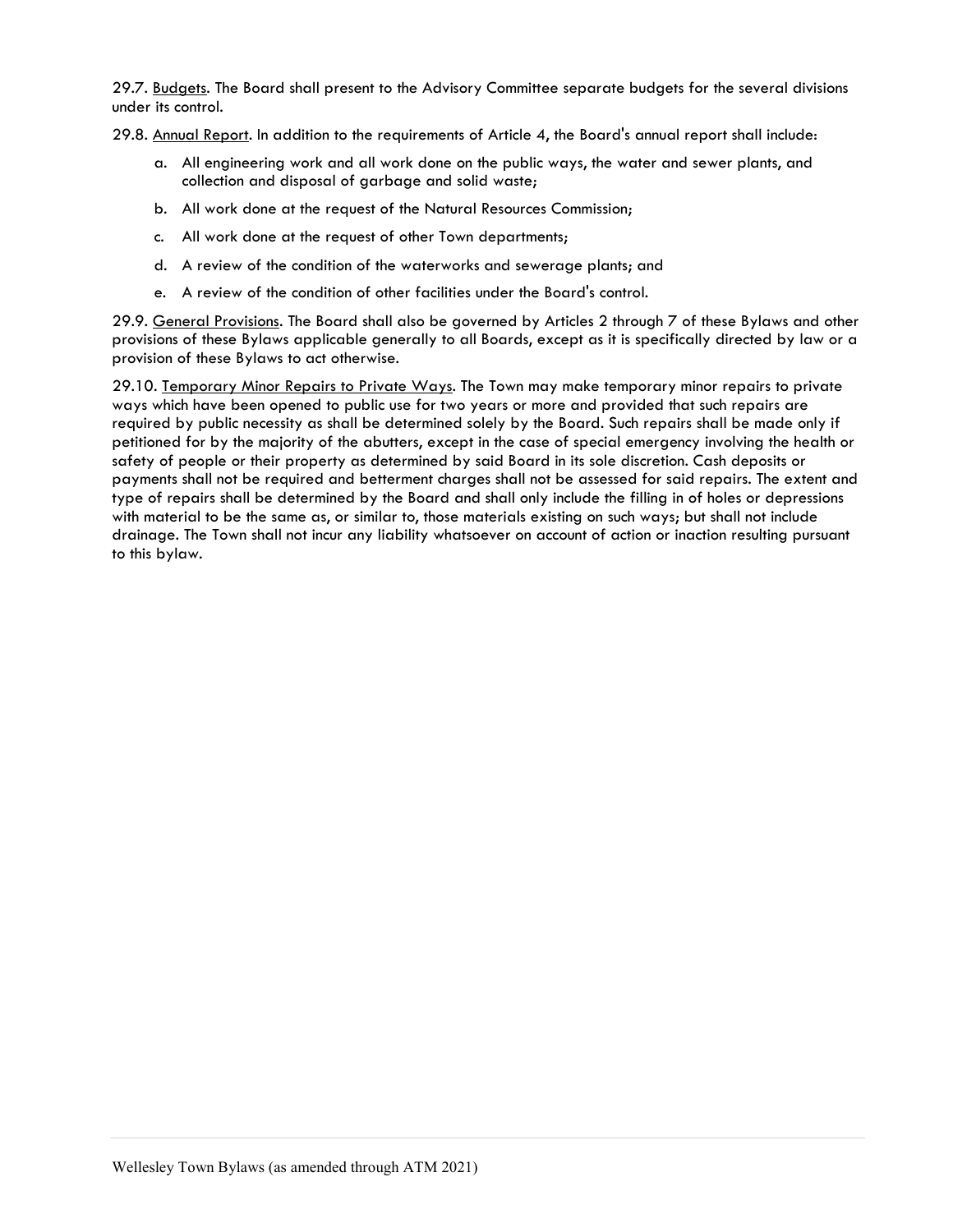29.7. Budgets. The Board shall present to the Advisory Committee separate budgets for the several divisions under its control.

29.8. Annual Report. In addition to the requirements of Article 4, the Board's annual report shall include:

a. All engineering work and all work done on the public ways, the water and sewer plants, and collection and disposal of garbage and solid waste;

b. All work done at the request of the Natural Resources Commission;

c. All work done at the request of other Town departments;

d. A review of the condition of the waterworks and sewerage plants; and

e. A review of the condition of other facilities under the Board's control.

29.9. General Provisions. The Board shall also be governed by Articles 2 through 7 of these Bylaws and other provisions of these Bylaws applicable generally to all Boards, except as it is specifically directed by law or a provision of these Bylaws to act otherwise.

29.10. Temporary Minor Repairs to Private Ways. The Town may make temporary minor repairs to private ways which have been opened to public use for two years or more and provided that such repairs are required by public necessity as shall be determined solely by the Board. Such repairs shall be made only if petitioned for by the majority of the abutters, except in the case of special emergency involving the health or safety of people or their property as determined by said Board in its sole discretion. Cash deposits or payments shall not be required and betterment charges shall not be assessed for said repairs. The extent and type of repairs shall be determined by the Board and shall only include the filling in of holes or depressions with material to be the same as, or similar to, those materials existing on such ways; but shall not include drainage. The Town shall not incur any liability whatsoever on account of action or inaction resulting pursuant to this bylaw.